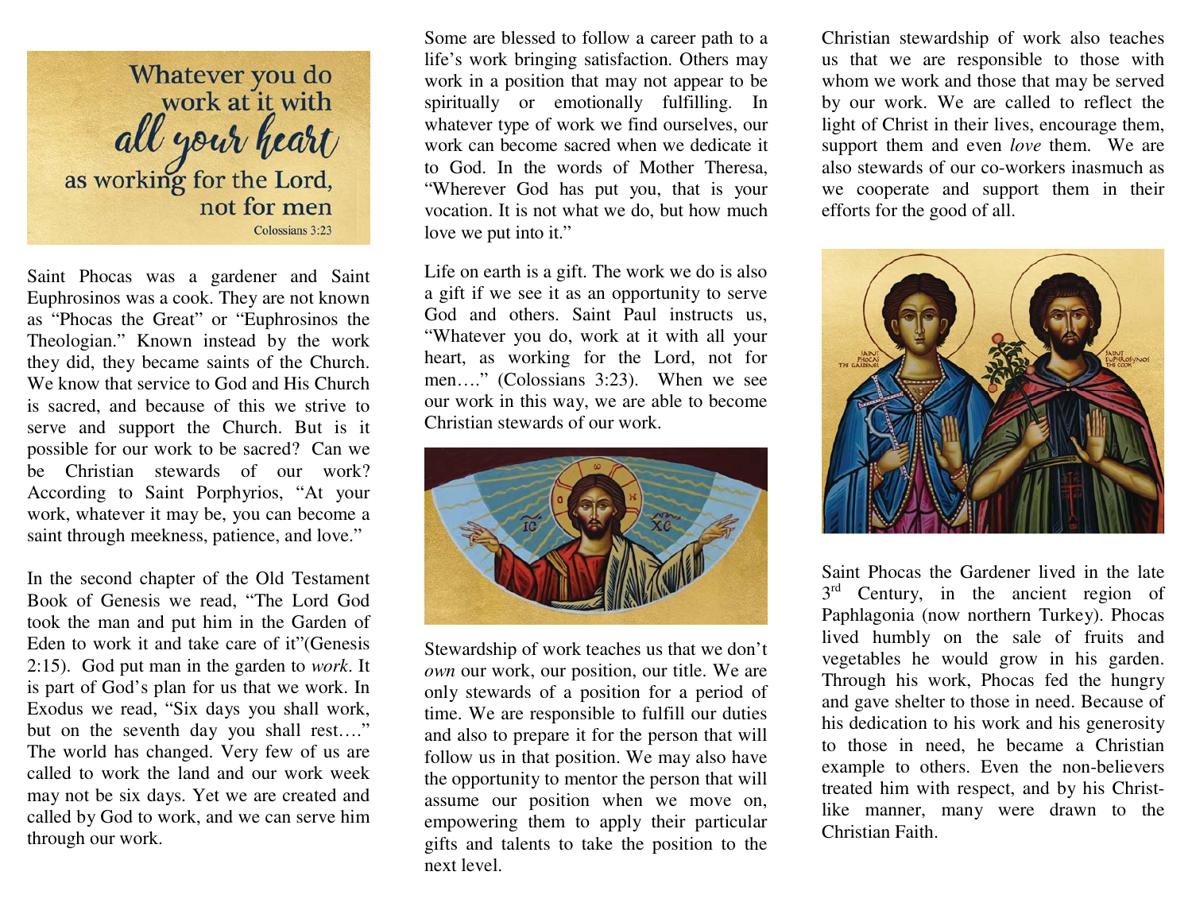Whatever you do work at it with all your heart as working for the Lord, not for men

Colossians 3:23

Saint Phocas was a gardener and Saint Euphrosinos was a cook. They are not known as "Phocas the Great" or "Euphrosinos the Theologian." Known instead by the work they did, they became saints of the Church. We know that service to God and His Church is sacred, and because of this we strive to serve and support the Church. But is it possible for our work to be sacred? Can we be Christian stewards of our work? According to Saint Porphyrios, "At your work, whatever it may be, you can become a saint through meekness, patience, and love."

In the second chapter of the Old Testament Book of Genesis we read, "The Lord God took the man and put him in the Garden of Eden to work it and take care of it"(Genesis 2:15). God put man in the garden to *work*. It is part of God's plan for us that we work. In Exodus we read, "Six days you shall work, but on the seventh day you shall rest…." The world has changed. Very few of us are called to work the land and our work week may not be six days. Yet we are created and called by God to work, and we can serve him through our work.

Some are blessed to follow a career path to a life's work bringing satisfaction. Others may work in a position that may not appear to be spiritually or emotionally fulfilling. In whatever type of work we find ourselves, our work can become sacred when we dedicate it to God. In the words of Mother Theresa, "Wherever God has put you, that is your vocation. It is not what we do, but how much love we put into it."

Life on earth is a gift. The work we do is also a gift if we see it as an opportunity to serve God and others. Saint Paul instructs us, "Whatever you do, work at it with all your heart, as working for the Lord, not for men…." (Colossians 3:23). When we see our work in this way, we are able to become Christian stewards of our work.

Stewardship of work teaches us that we don't *own* our work, our position, our title. We are only stewards of a position for a period of time. We are responsible to fulfill our duties and also to prepare it for the person that will follow us in that position. We may also have the opportunity to mentor the person that will assume our position when we move on, empowering them to apply their particular gifts and talents to take the position to the next level.

Christian stewardship of work also teaches us that we are responsible to those with whom we work and those that may be served by our work. We are called to reflect the light of Christ in their lives, encourage them, support them and even *love* them. We are also stewards of our co-workers inasmuch as we cooperate and support them in their efforts for the good of all.

Saint Phocas the Gardener lived in the late 3rd Century, in the ancient region of Paphlagonia (now northern Turkey). Phocas lived humbly on the sale of fruits and vegetables he would grow in his garden. Through his work, Phocas fed the hungry and gave shelter to those in need. Because of his dedication to his work and his generosity to those in need, he became a Christian example to others. Even the non-believers treated him with respect, and by his Christ-like manner, many were drawn to the Christian Faith.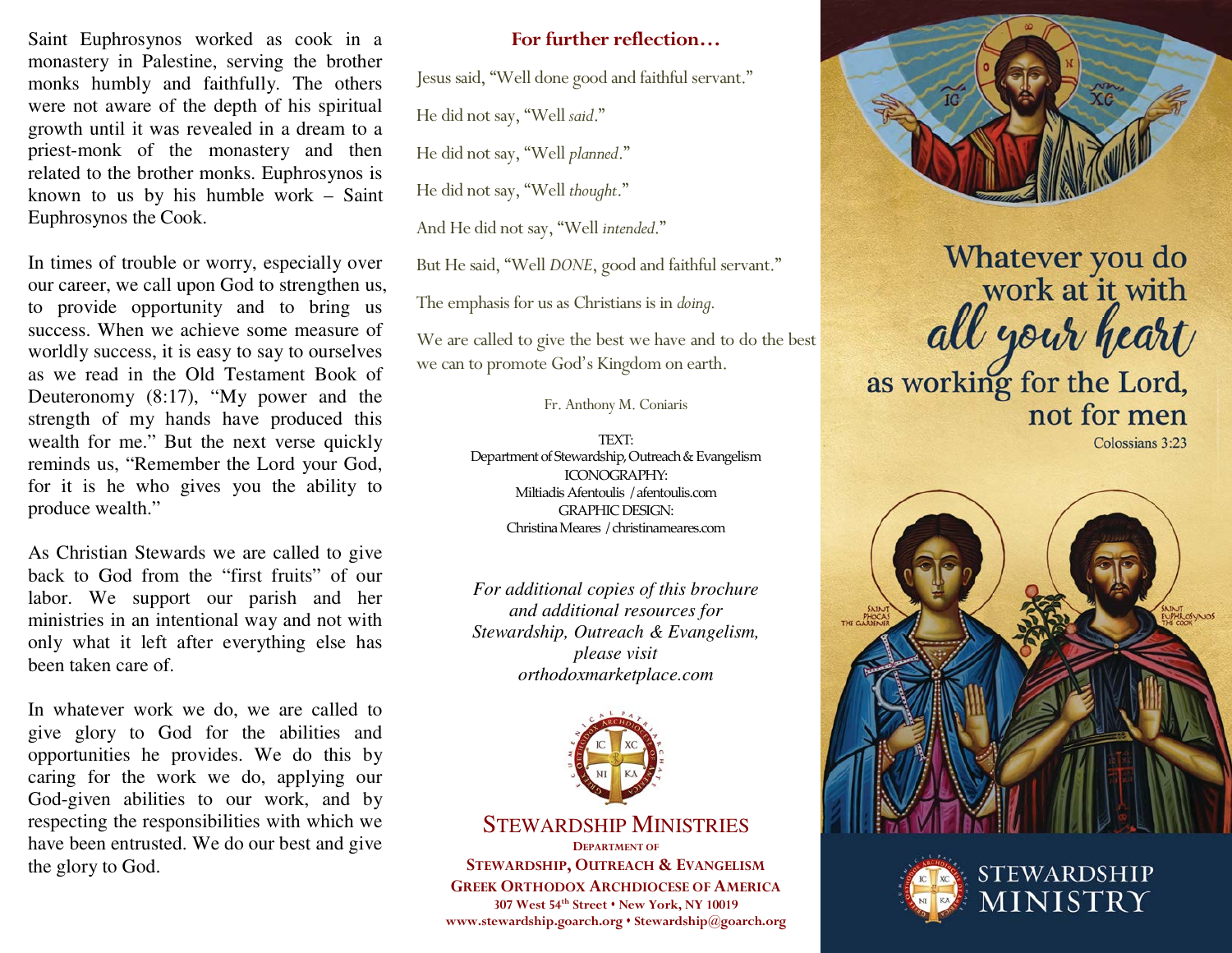Saint Euphrosynos worked as cook in a monastery in Palestine, serving the brother monks humbly and faithfully. The others were not aware of the depth of his spiritual growth until it was revealed in a dream to a priest-monk of the monastery and then related to the brother monks. Euphrosynos is known to us by his humble work – Saint Euphrosynos the Cook.

In times of trouble or worry, especially over our career, we call upon God to strengthen us, to provide opportunity and to bring us success. When we achieve some measure of worldly success, it is easy to say to ourselves as we read in the Old Testament Book of Deuteronomy (8:17), "My power and the strength of my hands have produced this wealth for me." But the next verse quickly reminds us, "Remember the Lord your God, for it is he who gives you the ability to produce wealth."

As Christian Stewards we are called to give back to God from the "first fruits" of our labor. We support our parish and her ministries in an intentional way and not with only what it left after everything else has been taken care of.

In whatever work we do, we are called to give glory to God for the abilities and opportunities he provides. We do this by caring for the work we do, applying our God-given abilities to our work, and by respecting the responsibilities with which we have been entrusted. We do our best and give the glory to God.

## For further reflection…

Jesus said, "Well done good and faithful servant."

He did not say, "Well *said*."

He did not say, "Well *planned*."

He did not say, "Well *thought*."

And He did not say, "Well *intended*."

But He said, "Well *DONE*, good and faithful servant."

The emphasis for us as Christians is in *doing*.

We are called to give the best we have and to do the best we can to promote God's Kingdom on earth.

Fr. Anthony M. Coniaris

TEXT:
Department of Stewardship, Outreach & Evangelism
ICONOGRAPHY:
Miltiadis Afentoulis / afentoulis.com
GRAPHIC DESIGN:
Christina Meares / christinameares.com

*For additional copies of this brochure and additional resources for Stewardship, Outreach & Evangelism, please visit orthodoxmarketplace.com*

**STEWARDSHIP MINISTRIES**
**DEPARTMENT OF**
**STEWARDSHIP, OUTREACH & EVANGELISM**
**GREEK ORTHODOX ARCHDIOCESE OF AMERICA**
**307 West 54th Street • New York, NY 10019**
**www.stewardship.goarch.org • Stewardship@goarch.org**

# Whatever you do work at it with *all your heart* as working for the Lord, not for men

Colossians 3:23

SAINT PHOCAS THE GARDENER

SAINT EUPHROSYNOS THE COOK

STEWARDSHIP MINISTRY